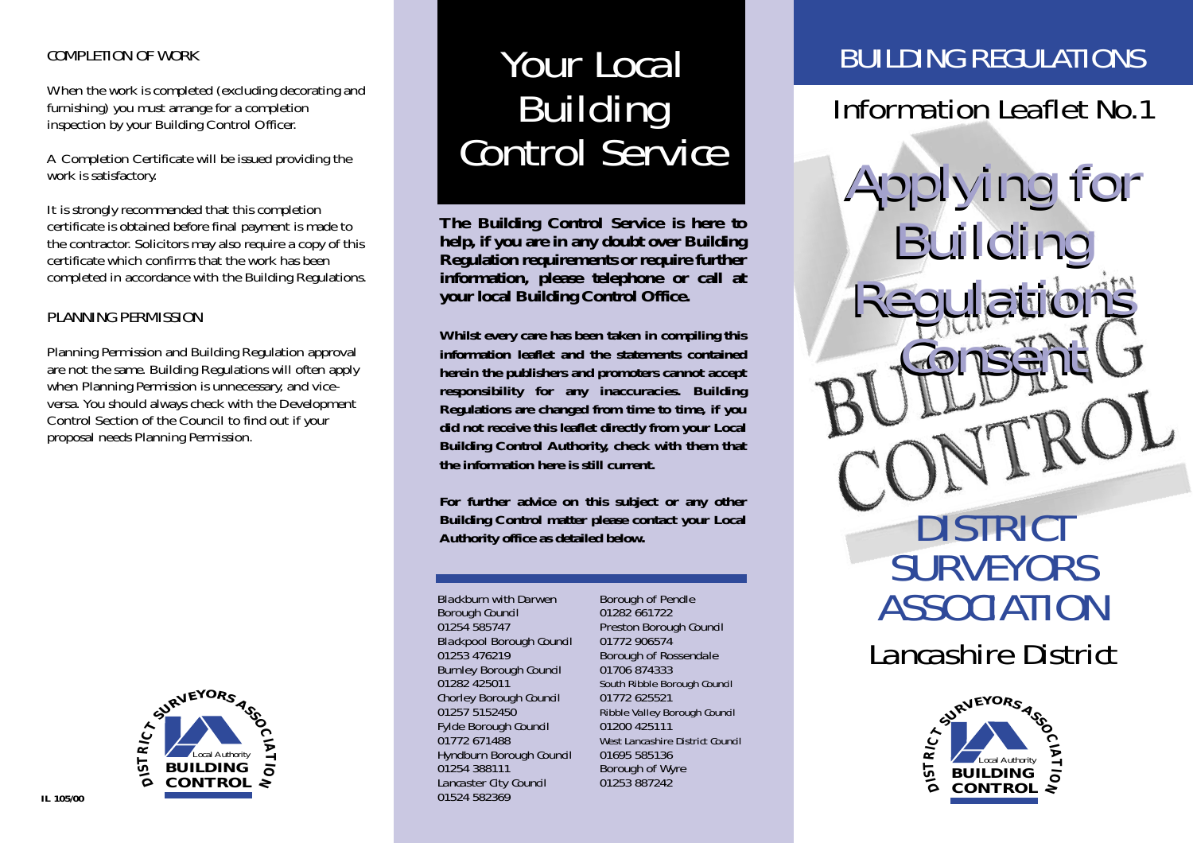## COMPLETION OF WORK

When the work is completed (excluding decorating and furnishing) you must arrange for a completion inspection by your Building Control Officer.

A Completion Certificate will be issued providing the work is satisfactory.

It is strongly recommended that this completion certificate is obtained before final payment is made to the contractor. Solicitors may also require a copy of this certificate which confirms that the work has been completed in accordance with the Building Regulations.

## PLANNING PERMISSION

Planning Permission and Building Regulation approval are not the same. Building Regulations will often apply when Planning Permission is unnecessary, and vice-versa. You should always check with the Development Control Section of the Council to find out if your proposal needs Planning Permission.

DISTRICT SURVEYORS ASSOCIATION
Local Authority
BUILDING CONTROL

IL 105/00

# Your Local Building Control Service

**The Building Control Service is here to help, if you are in any doubt over Building Regulation requirements or require further information, please telephone or call at your local Building Control Office.**

**Whilst every care has been taken in compiling this information leaflet and the statements contained herein the publishers and promoters cannot accept responsibility for any inaccuracies. Building Regulations are changed from time to time, if you did not receive this leaflet directly from your Local Building Control Authority, check with them that the information here is still current.**

**For further advice on this subject or any other Building Control matter please contact your Local Authority office as detailed below.**

Blackburn with Darwen Borough Council
01254 585747
Blackpool Borough Council
01253 476219
Burnley Borough Council
01282 425011
Chorley Borough Council
01257 5152450
Fylde Borough Council
01772 671488
Hyndburn Borough Council
01254 388111
Lancaster City Council
01524 582369
Borough of Pendle
01282 661722
Preston Borough Council
01772 906574
Borough of Rossendale
01706 874333
South Ribble Borough Council
01772 625521
Ribble Valley Borough Council
01200 425111
West Lancashire District Council
01695 585136
Borough of Wyre
01253 887242

# BUILDING REGULATIONS

## Information Leaflet No.1

# Applying for Building Regulations Consent

## DISTRICT SURVEYORS ASSOCIATION

## Lancashire District

DISTRICT SURVEYORS ASSOCIATION
Local Authority
BUILDING CONTROL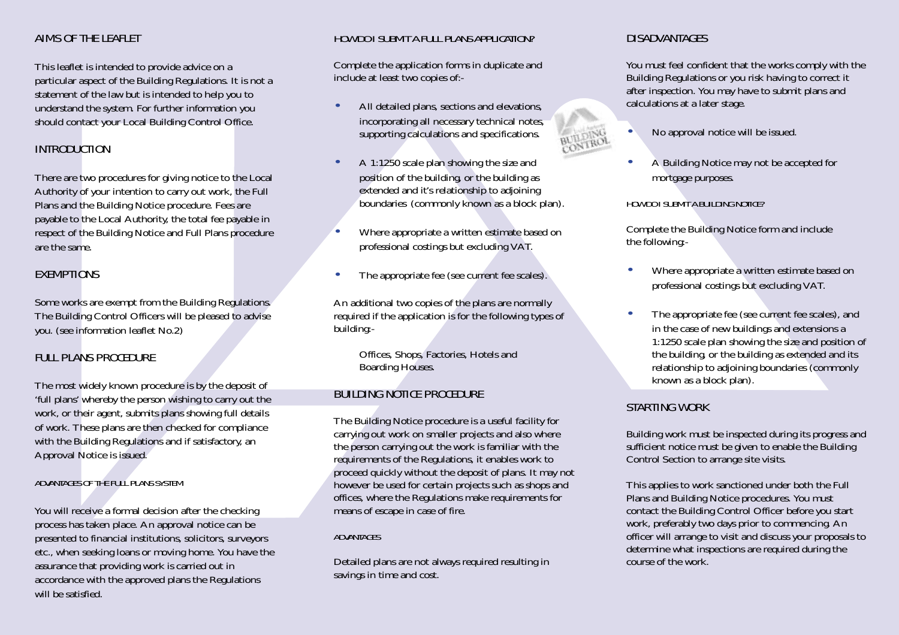## AIMS OF THE LEAFLET

This leaflet is intended to provide advice on a particular aspect of the Building Regulations. It is not a statement of the law but is intended to help you to understand the system. For further information you should contact your Local Building Control Office.

## INTRODUCTION

There are two procedures for giving notice to the Local Authority of your intention to carry out work, the Full Plans and the Building Notice procedure. Fees are payable to the Local Authority, the total fee payable in respect of the Building Notice and Full Plans procedure are the same.

## EXEMPTIONS

Some works are exempt from the Building Regulations. The Building Control Officers will be pleased to advise you. (see information leaflet No.2)

## FULL PLANS PROCEDURE

The most widely known procedure is by the deposit of 'full plans' whereby the person wishing to carry out the work, or their agent, submits plans showing full details of work. These plans are then checked for compliance with the Building Regulations and if satisfactory, an Approval Notice is issued.

### ADVANTAGES OF THE FULL PLANS SYSTEM

You will receive a formal decision after the checking process has taken place. An approval notice can be presented to financial institutions, solicitors, surveyors etc., when seeking loans or moving home. You have the assurance that providing work is carried out in accordance with the approved plans the Regulations will be satisfied.

### HOW DO I SUBMIT A FULL PLANS APPLICATION?

Complete the application forms in duplicate and include at least two copies of:-

- All detailed plans, sections and elevations, incorporating all necessary technical notes, supporting calculations and specifications.
- A 1:1250 scale plan showing the size and position of the building, or the building as extended and it's relationship to adjoining boundaries (commonly known as a block plan).
- Where appropriate a written estimate based on professional costings but excluding VAT.
- The appropriate fee (see current fee scales).

An additional two copies of the plans are normally required if the application is for the following types of building:-

Offices, Shops, Factories, Hotels and Boarding Houses.

## BUILDING NOTICE PROCEDURE

The Building Notice procedure is a useful facility for carrying out work on smaller projects and also where the person carrying out the work is familiar with the requirements of the Regulations, it enables work to proceed quickly without the deposit of plans. It may not however be used for certain projects such as shops and offices, where the Regulations make requirements for means of escape in case of fire.

### ADVANTAGES

Detailed plans are not always required resulting in savings in time and cost.

### DISADVANTAGES

You must feel confident that the works comply with the Building Regulations or you risk having to correct it after inspection. You may have to submit plans and calculations at a later stage.

- No approval notice will be issued.
- A Building Notice may not be accepted for mortgage purposes.

### HOW DO I SUBMIT A BUILDING NOTICE?

Complete the Building Notice form and include the following:-

- Where appropriate a written estimate based on professional costings but excluding VAT.
- The appropriate fee (see current fee scales), and in the case of new buildings and extensions a 1:1250 scale plan showing the size and position of the building, or the building as extended and its relationship to adjoining boundaries (commonly known as a block plan).

## STARTING WORK

Building work must be inspected during its progress and sufficient notice must be given to enable the Building Control Section to arrange site visits.

This applies to work sanctioned under both the Full Plans and Building Notice procedures. You must contact the Building Control Officer before you start work, preferably two days prior to commencing. An officer will arrange to visit and discuss your proposals to determine what inspections are required during the course of the work.